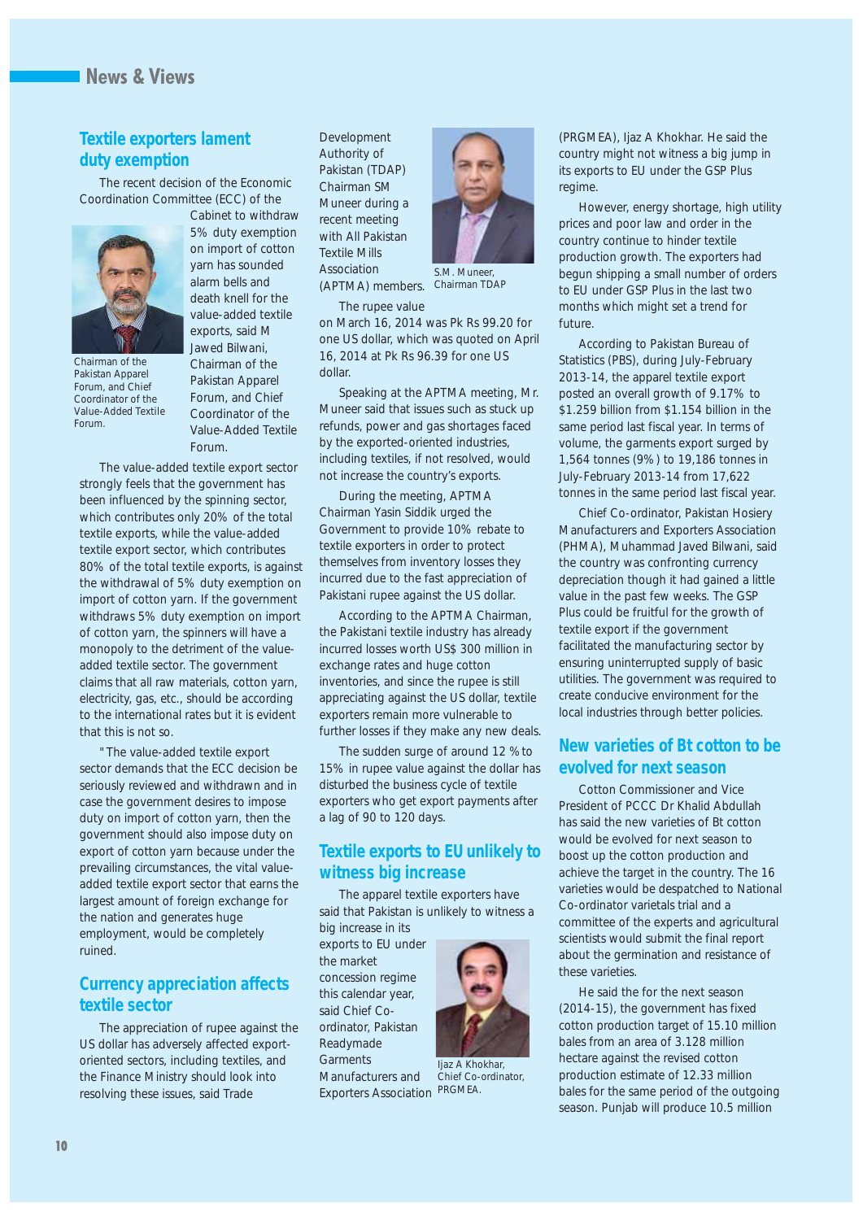## News & Views

### Textile exporters lament duty exemption

The recent decision of the Economic Coordination Committee (ECC) of the Cabinet to withdraw 5% duty exemption on import of cotton yarn has sounded alarm bells and death knell for the value-added textile exports, said M Jawed Bilwani, Chairman of the Pakistan Apparel Forum, and Chief Coordinator of the Value-Added Textile Forum.

Chairman of the Pakistan Apparel Forum, and Chief Coordinator of the Value-Added Textile Forum.

The value-added textile export sector strongly feels that the government has been influenced by the spinning sector, which contributes only 20% of the total textile exports, while the value-added textile export sector, which contributes 80% of the total textile exports, is against the withdrawal of 5% duty exemption on import of cotton yarn. If the government withdraws 5% duty exemption on import of cotton yarn, the spinners will have a monopoly to the detriment of the value-added textile sector. The government claims that all raw materials, cotton yarn, electricity, gas, etc., should be according to the international rates but it is evident that this is not so.

"The value-added textile export sector demands that the ECC decision be seriously reviewed and withdrawn and in case the government desires to impose duty on import of cotton yarn, then the government should also impose duty on export of cotton yarn because under the prevailing circumstances, the vital value-added textile export sector that earns the largest amount of foreign exchange for the nation and generates huge employment, would be completely ruined.

### Currency appreciation affects textile sector

The appreciation of rupee against the US dollar has adversely affected export-oriented sectors, including textiles, and the Finance Ministry should look into resolving these issues, said Trade Development Authority of Pakistan (TDAP) Chairman SM Muneer during a recent meeting with All Pakistan Textile Mills Association (APTMA) members.

S.M. Muneer, Chairman TDAP

The rupee value on March 16, 2014 was Pk Rs 99.20 for one US dollar, which was quoted on April 16, 2014 at Pk Rs 96.39 for one US dollar.

Speaking at the APTMA meeting, Mr. Muneer said that issues such as stuck up refunds, power and gas shortages faced by the exported-oriented industries, including textiles, if not resolved, would not increase the country's exports.

During the meeting, APTMA Chairman Yasin Siddik urged the Government to provide 10% rebate to textile exporters in order to protect themselves from inventory losses they incurred due to the fast appreciation of Pakistani rupee against the US dollar.

According to the APTMA Chairman, the Pakistani textile industry has already incurred losses worth US$ 300 million in exchange rates and huge cotton inventories, and since the rupee is still appreciating against the US dollar, textile exporters remain more vulnerable to further losses if they make any new deals.

The sudden surge of around 12 % to 15% in rupee value against the dollar has disturbed the business cycle of textile exporters who get export payments after a lag of 90 to 120 days.

### Textile exports to EU unlikely to witness big increase

The apparel textile exporters have said that Pakistan is unlikely to witness a big increase in its exports to EU under the market concession regime this calendar year, said Chief Co-ordinator, Pakistan Readymade Garments Manufacturers and Exporters Association (PRGMEA), Ijaz A Khokhar. He said the country might not witness a big jump in its exports to EU under the GSP Plus regime.

Ijaz A Khokhar, Chief Co-ordinator, PRGMEA.

However, energy shortage, high utility prices and poor law and order in the country continue to hinder textile production growth. The exporters had begun shipping a small number of orders to EU under GSP Plus in the last two months which might set a trend for future.

According to Pakistan Bureau of Statistics (PBS), during July-February 2013-14, the apparel textile export posted an overall growth of 9.17% to $1.259 billion from $1.154 billion in the same period last fiscal year. In terms of volume, the garments export surged by 1,564 tonnes (9%) to 19,186 tonnes in July-February 2013-14 from 17,622 tonnes in the same period last fiscal year.

Chief Co-ordinator, Pakistan Hosiery Manufacturers and Exporters Association (PHMA), Muhammad Javed Bilwani, said the country was confronting currency depreciation though it had gained a little value in the past few weeks. The GSP Plus could be fruitful for the growth of textile export if the government facilitated the manufacturing sector by ensuring uninterrupted supply of basic utilities. The government was required to create conducive environment for the local industries through better policies.

### New varieties of Bt cotton to be evolved for next season

Cotton Commissioner and Vice President of PCCC Dr Khalid Abdullah has said the new varieties of Bt cotton would be evolved for next season to boost up the cotton production and achieve the target in the country. The 16 varieties would be despatched to National Co-ordinator varietals trial and a committee of the experts and agricultural scientists would submit the final report about the germination and resistance of these varieties.

He said the for the next season (2014-15), the government has fixed cotton production target of 15.10 million bales from an area of 3.128 million hectare against the revised cotton production estimate of 12.33 million bales for the same period of the outgoing season. Punjab will produce 10.5 million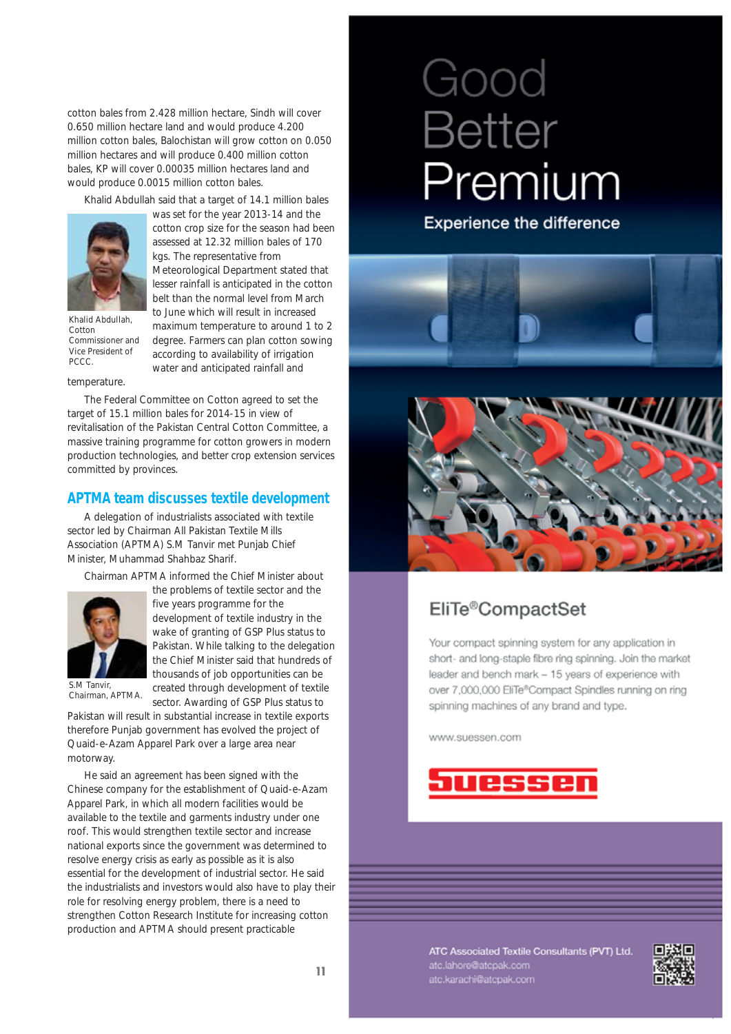cotton bales from 2.428 million hectare, Sindh will cover 0.650 million hectare land and would produce 4.200 million cotton bales, Balochistan will grow cotton on 0.050 million hectares and will produce 0.400 million cotton bales, KP will cover 0.00035 million hectares land and would produce 0.0015 million cotton bales.

Khalid Abdullah said that a target of 14.1 million bales was set for the year 2013-14 and the cotton crop size for the season had been assessed at 12.32 million bales of 170 kgs. The representative from Meteorological Department stated that lesser rainfall is anticipated in the cotton belt than the normal level from March to June which will result in increased maximum temperature to around 1 to 2 degree. Farmers can plan cotton sowing according to availability of irrigation water and anticipated rainfall and temperature.

Khalid Abdullah, Cotton Commissioner and Vice President of PCCC.

The Federal Committee on Cotton agreed to set the target of 15.1 million bales for 2014-15 in view of revitalisation of the Pakistan Central Cotton Committee, a massive training programme for cotton growers in modern production technologies, and better crop extension services committed by provinces.

## APTMA team discusses textile development

A delegation of industrialists associated with textile sector led by Chairman All Pakistan Textile Mills Association (APTMA) S.M Tanvir met Punjab Chief Minister, Muhammad Shahbaz Sharif.

Chairman APTMA informed the Chief Minister about the problems of textile sector and the five years programme for the development of textile industry in the wake of granting of GSP Plus status to Pakistan. While talking to the delegation the Chief Minister said that hundreds of thousands of job opportunities can be created through development of textile sector. Awarding of GSP Plus status to Pakistan will result in substantial increase in textile exports therefore Punjab government has evolved the project of Quaid-e-Azam Apparel Park over a large area near motorway.

S.M Tanvir, Chairman, APTMA.

He said an agreement has been signed with the Chinese company for the establishment of Quaid-e-Azam Apparel Park, in which all modern facilities would be available to the textile and garments industry under one roof. This would strengthen textile sector and increase national exports since the government was determined to resolve energy crisis as early as possible as it is also essential for the development of industrial sector. He said the industrialists and investors would also have to play their role for resolving energy problem, there is a need to strengthen Cotton Research Institute for increasing cotton production and APTMA should present practicable

Good
Better
Premium

Experience the difference

EliTe®CompactSet

Your compact spinning system for any application in short- and long-staple fibre ring spinning. Join the market leader and bench mark – 15 years of experience with over 7,000,000 EliTe®Compact Spindles running on ring spinning machines of any brand and type.

www.suessen.com

Suessen

ATC Associated Textile Consultants (PVT) Ltd.
atc.lahore@atcpak.com
atc.karachi@atcpak.com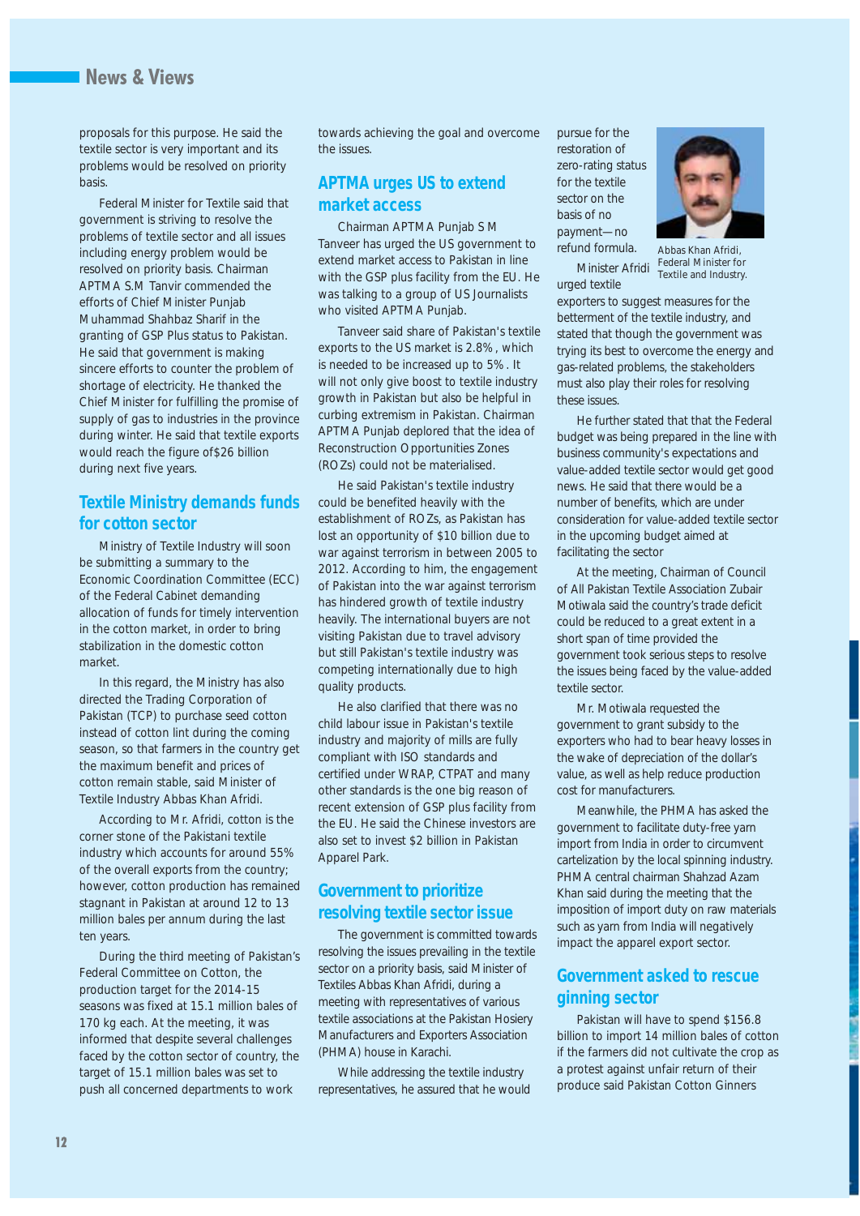proposals for this purpose. He said the textile sector is very important and its problems would be resolved on priority basis.

Federal Minister for Textile said that government is striving to resolve the problems of textile sector and all issues including energy problem would be resolved on priority basis. Chairman APTMA S.M Tanvir commended the efforts of Chief Minister Punjab Muhammad Shahbaz Sharif in the granting of GSP Plus status to Pakistan. He said that government is making sincere efforts to counter the problem of shortage of electricity. He thanked the Chief Minister for fulfilling the promise of supply of gas to industries in the province during winter. He said that textile exports would reach the figure of$26 billion during next five years.

## Textile Ministry demands funds for cotton sector

Ministry of Textile Industry will soon be submitting a summary to the Economic Coordination Committee (ECC) of the Federal Cabinet demanding allocation of funds for timely intervention in the cotton market, in order to bring stabilization in the domestic cotton market.

In this regard, the Ministry has also directed the Trading Corporation of Pakistan (TCP) to purchase seed cotton instead of cotton lint during the coming season, so that farmers in the country get the maximum benefit and prices of cotton remain stable, said Minister of Textile Industry Abbas Khan Afridi.

According to Mr. Afridi, cotton is the corner stone of the Pakistani textile industry which accounts for around 55% of the overall exports from the country; however, cotton production has remained stagnant in Pakistan at around 12 to 13 million bales per annum during the last ten years.

During the third meeting of Pakistan's Federal Committee on Cotton, the production target for the 2014-15 seasons was fixed at 15.1 million bales of 170 kg each. At the meeting, it was informed that despite several challenges faced by the cotton sector of country, the target of 15.1 million bales was set to push all concerned departments to work towards achieving the goal and overcome the issues.

## APTMA urges US to extend market access

Chairman APTMA Punjab S M Tanveer has urged the US government to extend market access to Pakistan in line with the GSP plus facility from the EU. He was talking to a group of US Journalists who visited APTMA Punjab.

Tanveer said share of Pakistan's textile exports to the US market is 2.8%, which is needed to be increased up to 5%. It will not only give boost to textile industry growth in Pakistan but also be helpful in curbing extremism in Pakistan. Chairman APTMA Punjab deplored that the idea of Reconstruction Opportunities Zones (ROZs) could not be materialised.

He said Pakistan's textile industry could be benefited heavily with the establishment of ROZs, as Pakistan has lost an opportunity of $10 billion due to war against terrorism in between 2005 to 2012. According to him, the engagement of Pakistan into the war against terrorism has hindered growth of textile industry heavily. The international buyers are not visiting Pakistan due to travel advisory but still Pakistan's textile industry was competing internationally due to high quality products.

He also clarified that there was no child labour issue in Pakistan's textile industry and majority of mills are fully compliant with ISO standards and certified under WRAP, CTPAT and many other standards is the one big reason of recent extension of GSP plus facility from the EU. He said the Chinese investors are also set to invest $2 billion in Pakistan Apparel Park.

## Government to prioritize resolving textile sector issue

The government is committed towards resolving the issues prevailing in the textile sector on a priority basis, said Minister of Textiles Abbas Khan Afridi, during a meeting with representatives of various textile associations at the Pakistan Hosiery Manufacturers and Exporters Association (PHMA) house in Karachi.

While addressing the textile industry representatives, he assured that he would pursue for the restoration of zero-rating status for the textile sector on the basis of no payment—no refund formula.

Abbas Khan Afridi, Federal Minister for Textile and Industry.

Minister Afridi urged textile exporters to suggest measures for the betterment of the textile industry, and stated that though the government was trying its best to overcome the energy and gas-related problems, the stakeholders must also play their roles for resolving these issues.

He further stated that that the Federal budget was being prepared in the line with business community's expectations and value-added textile sector would get good news. He said that there would be a number of benefits, which are under consideration for value-added textile sector in the upcoming budget aimed at facilitating the sector

At the meeting, Chairman of Council of All Pakistan Textile Association Zubair Motiwala said the country's trade deficit could be reduced to a great extent in a short span of time provided the government took serious steps to resolve the issues being faced by the value-added textile sector.

Mr. Motiwala requested the government to grant subsidy to the exporters who had to bear heavy losses in the wake of depreciation of the dollar's value, as well as help reduce production cost for manufacturers.

Meanwhile, the PHMA has asked the government to facilitate duty-free yarn import from India in order to circumvent cartelization by the local spinning industry. PHMA central chairman Shahzad Azam Khan said during the meeting that the imposition of import duty on raw materials such as yarn from India will negatively impact the apparel export sector.

## Government asked to rescue ginning sector

Pakistan will have to spend $156.8 billion to import 14 million bales of cotton if the farmers did not cultivate the crop as a protest against unfair return of their produce said Pakistan Cotton Ginners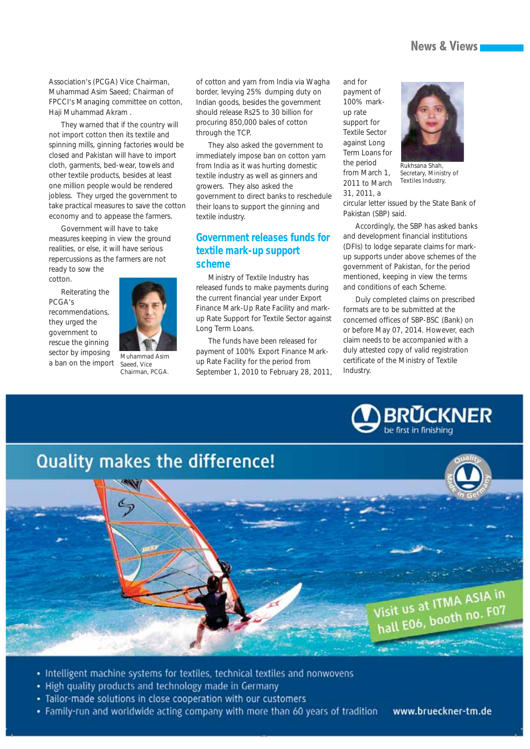Association's (PCGA) Vice Chairman, Muhammad Asim Saeed; Chairman of FPCCI's Managing committee on cotton, Haji Muhammad Akram .

They warned that if the country will not import cotton then its textile and spinning mills, ginning factories would be closed and Pakistan will have to import cloth, garments, bed-wear, towels and other textile products, besides at least one million people would be rendered jobless. They urged the government to take practical measures to save the cotton economy and to appease the farmers.

Government will have to take measures keeping in view the ground realities, or else, it will have serious repercussions as the farmers are not ready to sow the cotton.

Reiterating the PCGA's recommendations, they urged the government to rescue the ginning sector by imposing a ban on the import of cotton and yarn from India via Wagha border, levying 25% dumping duty on Indian goods, besides the government should release Rs25 to 30 billion for procuring 850,000 bales of cotton through the TCP.

Muhammad Asim Saeed, Vice Chairman, PCGA.

They also asked the government to immediately impose ban on cotton yarn from India as it was hurting domestic textile industry as well as ginners and growers. They also asked the government to direct banks to reschedule their loans to support the ginning and textile industry.

## Government releases funds for textile mark-up support scheme

Ministry of Textile Industry has released funds to make payments during the current financial year under Export Finance Mark-Up Rate Facility and mark-up Rate Support for Textile Sector against Long Term Loans.

The funds have been released for payment of 100% Export Finance Mark-up Rate Facility for the period from September 1, 2010 to February 28, 2011, and for payment of 100% mark-up rate support for Textile Sector against Long Term Loans for the period from March 1, 2011 to March 31, 2011, a circular letter issued by the State Bank of Pakistan (SBP) said.

Rukhsana Shah, Secretary, Ministry of Textiles Industry,

Accordingly, the SBP has asked banks and development financial institutions (DFIs) to lodge separate claims for mark-up supports under above schemes of the government of Pakistan, for the period mentioned, keeping in view the terms and conditions of each Scheme.

Duly completed claims on prescribed formats are to be submitted at the concerned offices of SBP-BSC (Bank) on or before May 07, 2014. However, each claim needs to be accompanied with a duly attested copy of valid registration certificate of the Ministry of Textile Industry.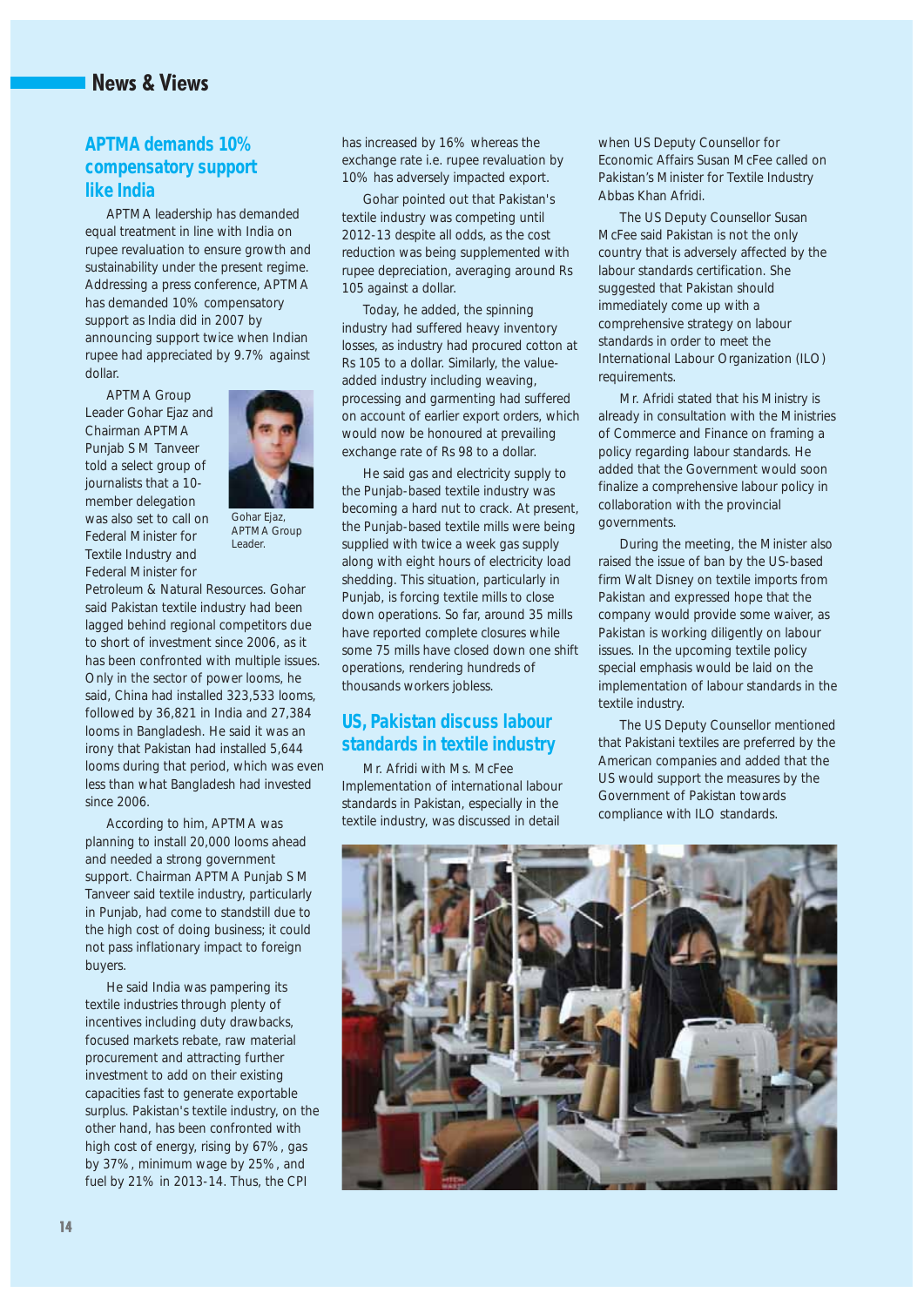## News & Views

### APTMA demands 10% compensatory support like India

APTMA leadership has demanded equal treatment in line with India on rupee revaluation to ensure growth and sustainability under the present regime. Addressing a press conference, APTMA has demanded 10% compensatory support as India did in 2007 by announcing support twice when Indian rupee had appreciated by 9.7% against dollar.

APTMA Group Leader Gohar Ejaz and Chairman APTMA Punjab S M Tanveer told a select group of journalists that a 10-member delegation was also set to call on Federal Minister for Textile Industry and Federal Minister for Petroleum & Natural Resources. Gohar said Pakistan textile industry had been lagged behind regional competitors due to short of investment since 2006, as it has been confronted with multiple issues. Only in the sector of power looms, he said, China had installed 323,533 looms, followed by 36,821 in India and 27,384 looms in Bangladesh. He said it was an irony that Pakistan had installed 5,644 looms during that period, which was even less than what Bangladesh had invested since 2006.

Gohar Ejaz, APTMA Group Leader.

According to him, APTMA was planning to install 20,000 looms ahead and needed a strong government support. Chairman APTMA Punjab S M Tanveer said textile industry, particularly in Punjab, had come to standstill due to the high cost of doing business; it could not pass inflationary impact to foreign buyers.

He said India was pampering its textile industries through plenty of incentives including duty drawbacks, focused markets rebate, raw material procurement and attracting further investment to add on their existing capacities fast to generate exportable surplus. Pakistan's textile industry, on the other hand, has been confronted with high cost of energy, rising by 67%, gas by 37%, minimum wage by 25%, and fuel by 21% in 2013-14. Thus, the CPI has increased by 16% whereas the exchange rate i.e. rupee revaluation by 10% has adversely impacted export.

Gohar pointed out that Pakistan's textile industry was competing until 2012-13 despite all odds, as the cost reduction was being supplemented with rupee depreciation, averaging around Rs 105 against a dollar.

Today, he added, the spinning industry had suffered heavy inventory losses, as industry had procured cotton at Rs 105 to a dollar. Similarly, the value-added industry including weaving, processing and garmenting had suffered on account of earlier export orders, which would now be honoured at prevailing exchange rate of Rs 98 to a dollar.

He said gas and electricity supply to the Punjab-based textile industry was becoming a hard nut to crack. At present, the Punjab-based textile mills were being supplied with twice a week gas supply along with eight hours of electricity load shedding. This situation, particularly in Punjab, is forcing textile mills to close down operations. So far, around 35 mills have reported complete closures while some 75 mills have closed down one shift operations, rendering hundreds of thousands workers jobless.

### US, Pakistan discuss labour standards in textile industry

Mr. Afridi with Ms. McFee Implementation of international labour standards in Pakistan, especially in the textile industry, was discussed in detail when US Deputy Counsellor for Economic Affairs Susan McFee called on Pakistan's Minister for Textile Industry Abbas Khan Afridi.

The US Deputy Counsellor Susan McFee said Pakistan is not the only country that is adversely affected by the labour standards certification. She suggested that Pakistan should immediately come up with a comprehensive strategy on labour standards in order to meet the International Labour Organization (ILO) requirements.

Mr. Afridi stated that his Ministry is already in consultation with the Ministries of Commerce and Finance on framing a policy regarding labour standards. He added that the Government would soon finalize a comprehensive labour policy in collaboration with the provincial governments.

During the meeting, the Minister also raised the issue of ban by the US-based firm Walt Disney on textile imports from Pakistan and expressed hope that the company would provide some waiver, as Pakistan is working diligently on labour issues. In the upcoming textile policy special emphasis would be laid on the implementation of labour standards in the textile industry.

The US Deputy Counsellor mentioned that Pakistani textiles are preferred by the American companies and added that the US would support the measures by the Government of Pakistan towards compliance with ILO standards.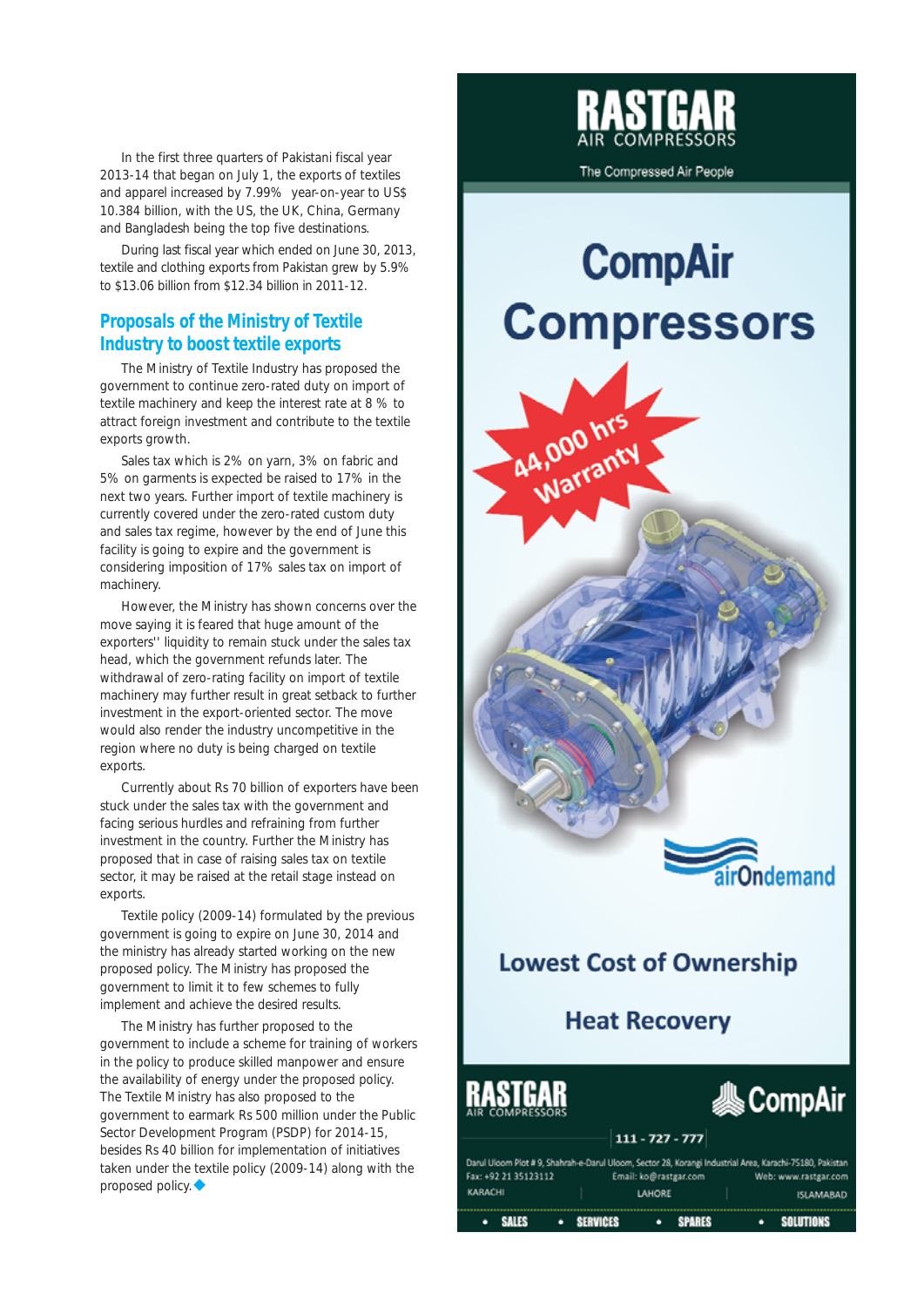In the first three quarters of Pakistani fiscal year 2013-14 that began on July 1, the exports of textiles and apparel increased by 7.99% year-on-year to US$ 10.384 billion, with the US, the UK, China, Germany and Bangladesh being the top five destinations.

During last fiscal year which ended on June 30, 2013, textile and clothing exports from Pakistan grew by 5.9% to $13.06 billion from $12.34 billion in 2011-12.

## Proposals of the Ministry of Textile Industry to boost textile exports

The Ministry of Textile Industry has proposed the government to continue zero-rated duty on import of textile machinery and keep the interest rate at 8 % to attract foreign investment and contribute to the textile exports growth.

Sales tax which is 2% on yarn, 3% on fabric and 5% on garments is expected be raised to 17% in the next two years. Further import of textile machinery is currently covered under the zero-rated custom duty and sales tax regime, however by the end of June this facility is going to expire and the government is considering imposition of 17% sales tax on import of machinery.

However, the Ministry has shown concerns over the move saying it is feared that huge amount of the exporters'' liquidity to remain stuck under the sales tax head, which the government refunds later. The withdrawal of zero-rating facility on import of textile machinery may further result in great setback to further investment in the export-oriented sector. The move would also render the industry uncompetitive in the region where no duty is being charged on textile exports.

Currently about Rs 70 billion of exporters have been stuck under the sales tax with the government and facing serious hurdles and refraining from further investment in the country. Further the Ministry has proposed that in case of raising sales tax on textile sector, it may be raised at the retail stage instead on exports.

Textile policy (2009-14) formulated by the previous government is going to expire on June 30, 2014 and the ministry has already started working on the new proposed policy. The Ministry has proposed the government to limit it to few schemes to fully implement and achieve the desired results.

The Ministry has further proposed to the government to include a scheme for training of workers in the policy to produce skilled manpower and ensure the availability of energy under the proposed policy. The Textile Ministry has also proposed to the government to earmark Rs 500 million under the Public Sector Development Program (PSDP) for 2014-15, besides Rs 40 billion for implementation of initiatives taken under the textile policy (2009-14) along with the proposed policy.

RASTGAR AIR COMPRESSORS

The Compressed Air People

CompAir Compressors

44,000 hrs Warranty

airOndemand

Lowest Cost of Ownership

Heat Recovery

RASTGAR AIR COMPRESSORS | CompAir

111 - 727 - 777

Darul Uloom Plot # 9, Shahrah-e-Darul Uloom, Sector 28, Korangi Industrial Area, Karachi-75180, Pakistan
Fax: +92 21 35123112 Email: ko@rastgar.com Web: www.rastgar.com

KARACHI | LAHORE | ISLAMABAD

• SALES • SERVICES • SPARES • SOLUTIONS